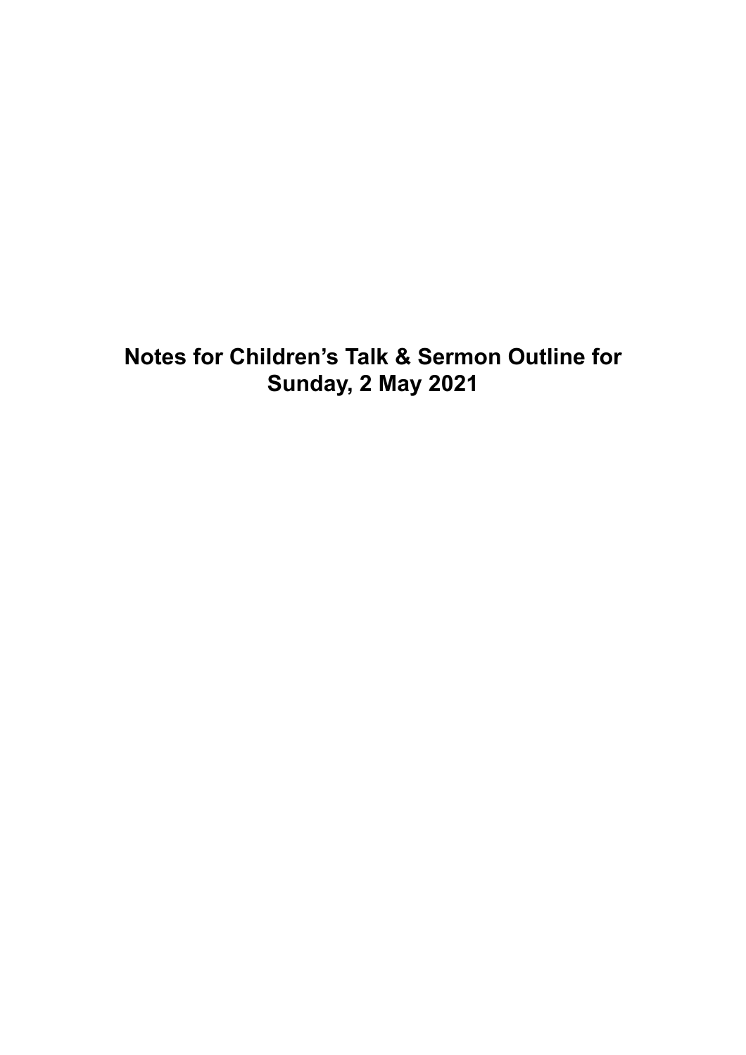# Notes for Children's Talk & Sermon Outline for Sunday, 2 May 2021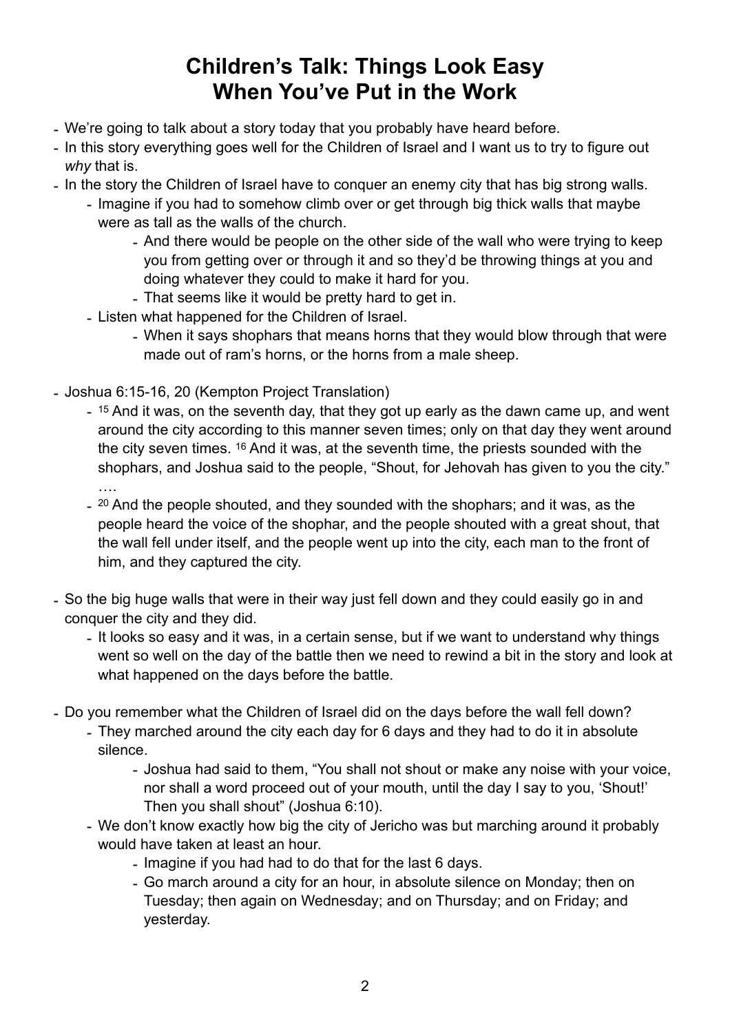# Children's Talk: Things Look Easy When You've Put in the Work

- We're going to talk about a story today that you probably have heard before.
- In this story everything goes well for the Children of Israel and I want us to try to figure out *why* that is.
- In the story the Children of Israel have to conquer an enemy city that has big strong walls.
  - Imagine if you had to somehow climb over or get through big thick walls that maybe were as tall as the walls of the church.
    - And there would be people on the other side of the wall who were trying to keep you from getting over or through it and so they'd be throwing things at you and doing whatever they could to make it hard for you.
    - That seems like it would be pretty hard to get in.
  - Listen what happened for the Children of Israel.
    - When it says shophars that means horns that they would blow through that were made out of ram's horns, or the horns from a male sheep.

- Joshua 6:15-16, 20 (Kempton Project Translation)
  - [15] And it was, on the seventh day, that they got up early as the dawn came up, and went around the city according to this manner seven times; only on that day they went around the city seven times. [16] And it was, at the seventh time, the priests sounded with the shophars, and Joshua said to the people, "Shout, for Jehovah has given to you the city." ….
  - [20] And the people shouted, and they sounded with the shophars; and it was, as the people heard the voice of the shophar, and the people shouted with a great shout, that the wall fell under itself, and the people went up into the city, each man to the front of him, and they captured the city.

- So the big huge walls that were in their way just fell down and they could easily go in and conquer the city and they did.
  - It looks so easy and it was, in a certain sense, but if we want to understand why things went so well on the day of the battle then we need to rewind a bit in the story and look at what happened on the days before the battle.

- Do you remember what the Children of Israel did on the days before the wall fell down?
  - They marched around the city each day for 6 days and they had to do it in absolute silence.
    - Joshua had said to them, "You shall not shout or make any noise with your voice, nor shall a word proceed out of your mouth, until the day I say to you, 'Shout!' Then you shall shout" (Joshua 6:10).
  - We don't know exactly how big the city of Jericho was but marching around it probably would have taken at least an hour.
    - Imagine if you had had to do that for the last 6 days.
    - Go march around a city for an hour, in absolute silence on Monday; then on Tuesday; then again on Wednesday; and on Thursday; and on Friday; and yesterday.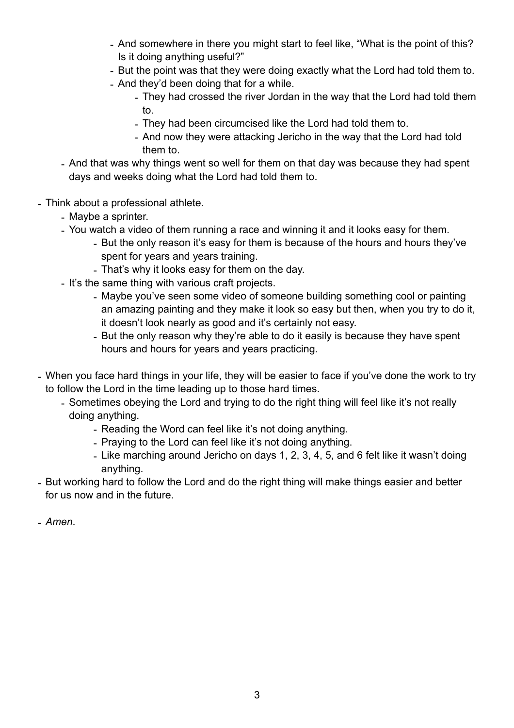- And somewhere in there you might start to feel like, "What is the point of this? Is it doing anything useful?"
        - But the point was that they were doing exactly what the Lord had told them to.
        - And they'd been doing that for a while.
            - They had crossed the river Jordan in the way that the Lord had told them to.
            - They had been circumcised like the Lord had told them to.
            - And now they were attacking Jericho in the way that the Lord had told them to.
    - And that was why things went so well for them on that day was because they had spent days and weeks doing what the Lord had told them to.

- Think about a professional athlete.
    - Maybe a sprinter.
    - You watch a video of them running a race and winning it and it looks easy for them.
        - But the only reason it's easy for them is because of the hours and hours they've spent for years and years training.
        - That's why it looks easy for them on the day.
    - It's the same thing with various craft projects.
        - Maybe you've seen some video of someone building something cool or painting an amazing painting and they make it look so easy but then, when you try to do it, it doesn't look nearly as good and it's certainly not easy.
        - But the only reason why they're able to do it easily is because they have spent hours and hours for years and years practicing.

- When you face hard things in your life, they will be easier to face if you've done the work to try to follow the Lord in the time leading up to those hard times.
    - Sometimes obeying the Lord and trying to do the right thing will feel like it's not really doing anything.
        - Reading the Word can feel like it's not doing anything.
        - Praying to the Lord can feel like it's not doing anything.
        - Like marching around Jericho on days 1, 2, 3, 4, 5, and 6 felt like it wasn't doing anything.
- But working hard to follow the Lord and do the right thing will make things easier and better for us now and in the future.

- *Amen*.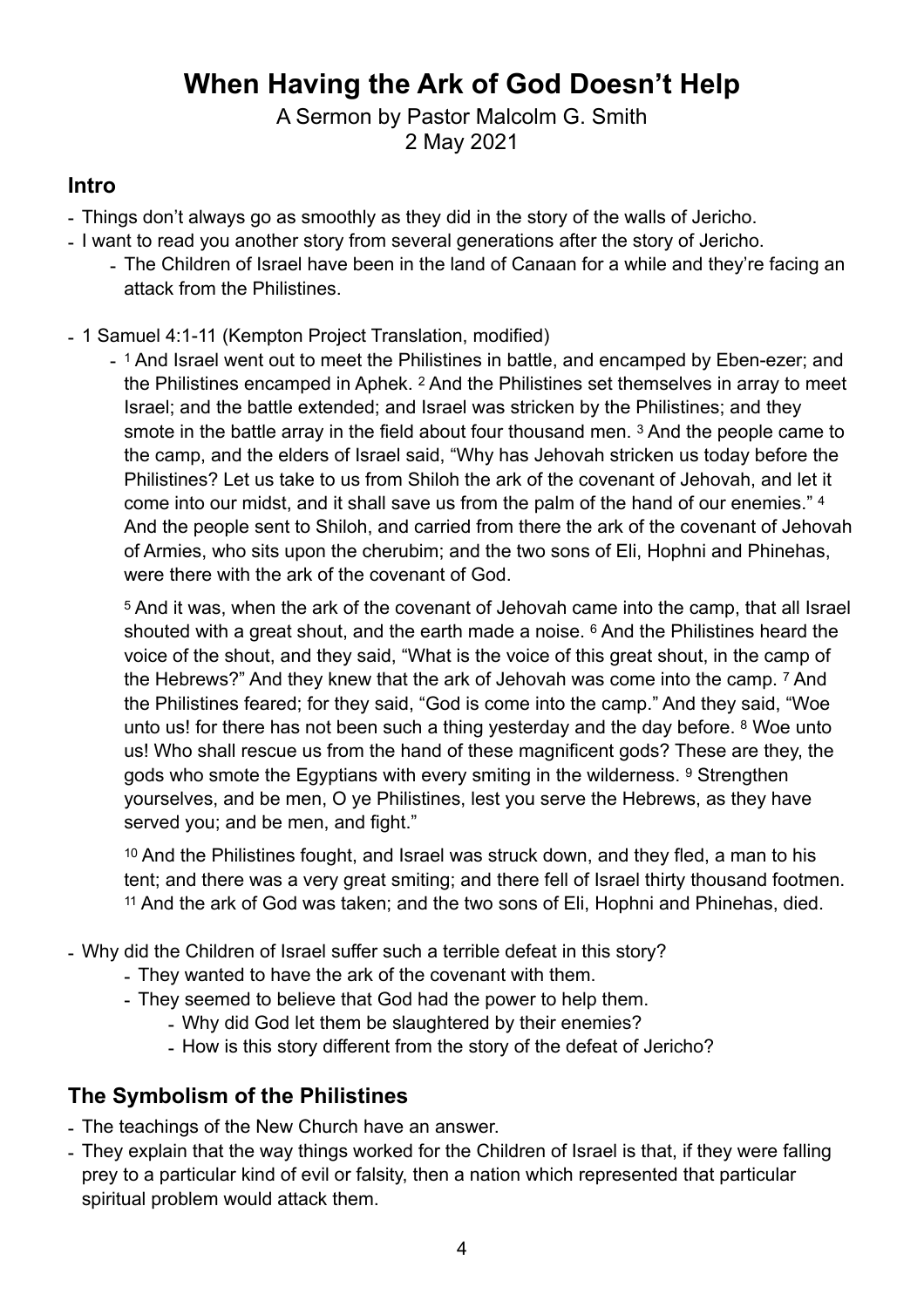# When Having the Ark of God Doesn't Help

A Sermon by Pastor Malcolm G. Smith
2 May 2021

## Intro

- Things don't always go as smoothly as they did in the story of the walls of Jericho.
- I want to read you another story from several generations after the story of Jericho.
    - The Children of Israel have been in the land of Canaan for a while and they're facing an attack from the Philistines.
- 1 Samuel 4:1-11 (Kempton Project Translation, modified)
    - [1] And Israel went out to meet the Philistines in battle, and encamped by Eben-ezer; and the Philistines encamped in Aphek. [2] And the Philistines set themselves in array to meet Israel; and the battle extended; and Israel was stricken by the Philistines; and they smote in the battle array in the field about four thousand men. [3] And the people came to the camp, and the elders of Israel said, "Why has Jehovah stricken us today before the Philistines? Let us take to us from Shiloh the ark of the covenant of Jehovah, and let it come into our midst, and it shall save us from the palm of the hand of our enemies." [4] And the people sent to Shiloh, and carried from there the ark of the covenant of Jehovah of Armies, who sits upon the cherubim; and the two sons of Eli, Hophni and Phinehas, were there with the ark of the covenant of God.

      [5] And it was, when the ark of the covenant of Jehovah came into the camp, that all Israel shouted with a great shout, and the earth made a noise. [6] And the Philistines heard the voice of the shout, and they said, "What is the voice of this great shout, in the camp of the Hebrews?" And they knew that the ark of Jehovah was come into the camp. [7] And the Philistines feared; for they said, "God is come into the camp." And they said, "Woe unto us! for there has not been such a thing yesterday and the day before. [8] Woe unto us! Who shall rescue us from the hand of these magnificent gods? These are they, the gods who smote the Egyptians with every smiting in the wilderness. [9] Strengthen yourselves, and be men, O ye Philistines, lest you serve the Hebrews, as they have served you; and be men, and fight."

      [10] And the Philistines fought, and Israel was struck down, and they fled, a man to his tent; and there was a very great smiting; and there fell of Israel thirty thousand footmen. [11] And the ark of God was taken; and the two sons of Eli, Hophni and Phinehas, died.
- Why did the Children of Israel suffer such a terrible defeat in this story?
    - They wanted to have the ark of the covenant with them.
    - They seemed to believe that God had the power to help them.
        - Why did God let them be slaughtered by their enemies?
        - How is this story different from the story of the defeat of Jericho?

## The Symbolism of the Philistines

- The teachings of the New Church have an answer.
- They explain that the way things worked for the Children of Israel is that, if they were falling prey to a particular kind of evil or falsity, then a nation which represented that particular spiritual problem would attack them.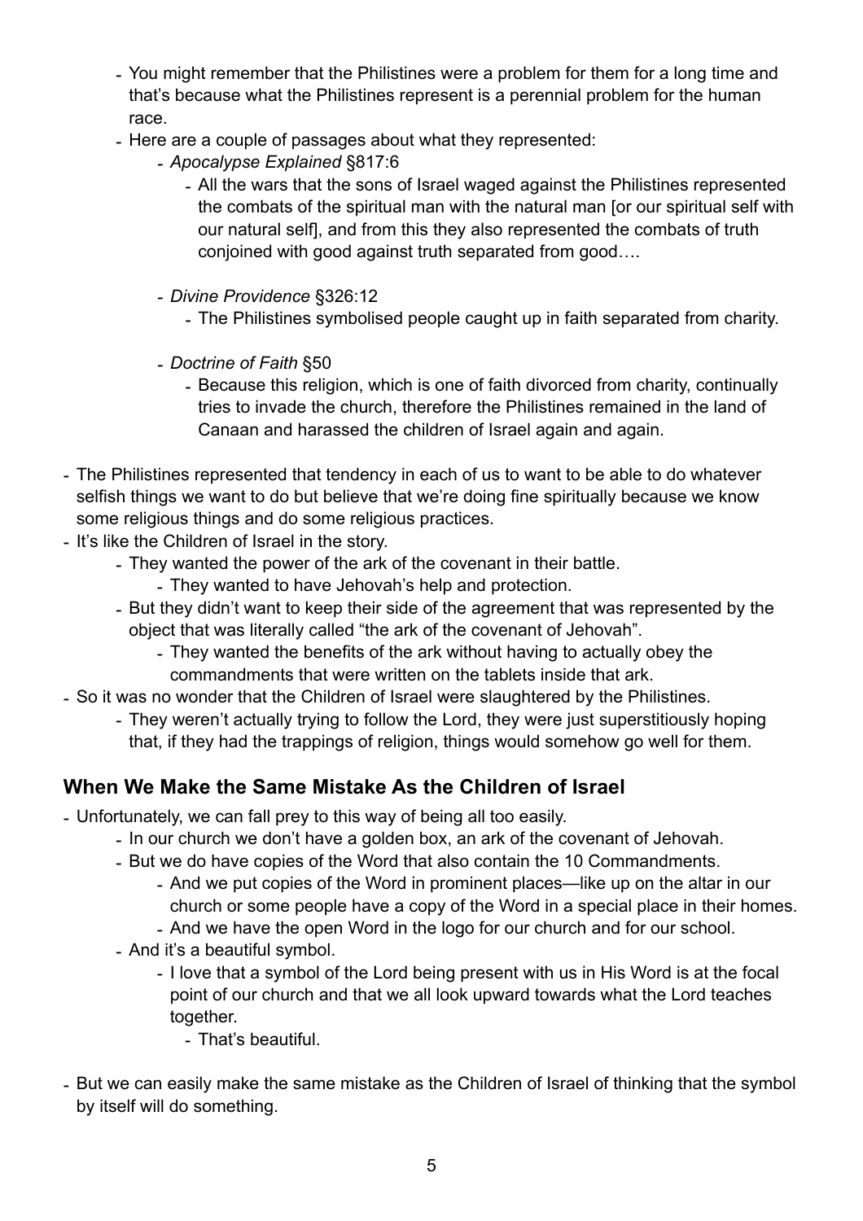- You might remember that the Philistines were a problem for them for a long time and that's because what the Philistines represent is a perennial problem for the human race.
- Here are a couple of passages about what they represented:
    - *Apocalypse Explained* §817:6
        - All the wars that the sons of Israel waged against the Philistines represented the combats of the spiritual man with the natural man [or our spiritual self with our natural self], and from this they also represented the combats of truth conjoined with good against truth separated from good….
    - *Divine Providence* §326:12
        - The Philistines symbolised people caught up in faith separated from charity.
    - *Doctrine of Faith* §50
        - Because this religion, which is one of faith divorced from charity, continually tries to invade the church, therefore the Philistines remained in the land of Canaan and harassed the children of Israel again and again.
- The Philistines represented that tendency in each of us to want to be able to do whatever selfish things we want to do but believe that we're doing fine spiritually because we know some religious things and do some religious practices.
- It's like the Children of Israel in the story.
    - They wanted the power of the ark of the covenant in their battle.
        - They wanted to have Jehovah's help and protection.
    - But they didn't want to keep their side of the agreement that was represented by the object that was literally called "the ark of the covenant of Jehovah".
        - They wanted the benefits of the ark without having to actually obey the commandments that were written on the tablets inside that ark.
- So it was no wonder that the Children of Israel were slaughtered by the Philistines.
    - They weren't actually trying to follow the Lord, they were just superstitiously hoping that, if they had the trappings of religion, things would somehow go well for them.

## When We Make the Same Mistake As the Children of Israel

- Unfortunately, we can fall prey to this way of being all too easily.
    - In our church we don't have a golden box, an ark of the covenant of Jehovah.
    - But we do have copies of the Word that also contain the 10 Commandments.
        - And we put copies of the Word in prominent places—like up on the altar in our church or some people have a copy of the Word in a special place in their homes.
        - And we have the open Word in the logo for our church and for our school.
    - And it's a beautiful symbol.
        - I love that a symbol of the Lord being present with us in His Word is at the focal point of our church and that we all look upward towards what the Lord teaches together.
            - That's beautiful.
- But we can easily make the same mistake as the Children of Israel of thinking that the symbol by itself will do something.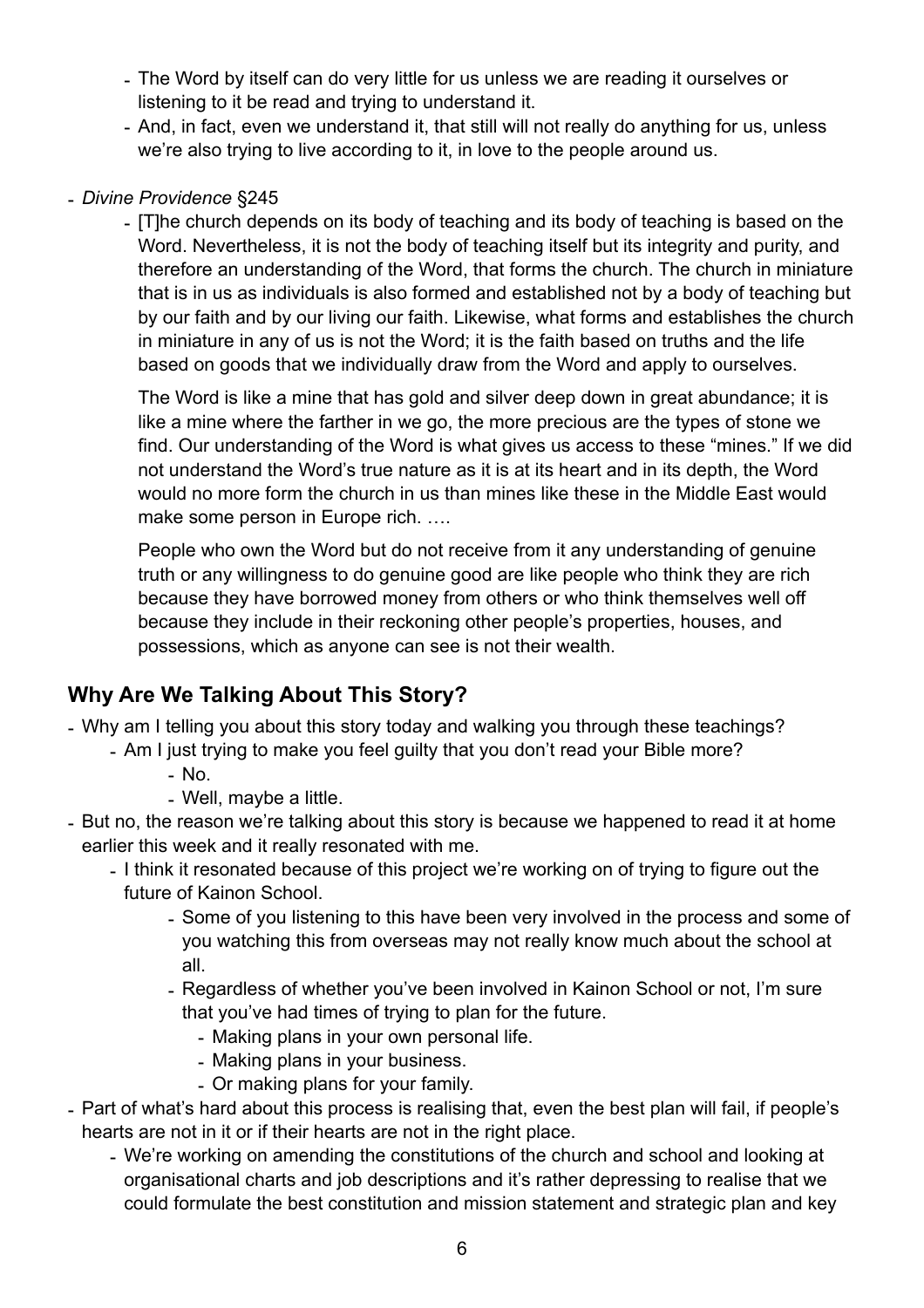- The Word by itself can do very little for us unless we are reading it ourselves or listening to it be read and trying to understand it.
  - And, in fact, even we understand it, that still will not really do anything for us, unless we're also trying to live according to it, in love to the people around us.

- *Divine Providence* §245
  - [T]he church depends on its body of teaching and its body of teaching is based on the Word. Nevertheless, it is not the body of teaching itself but its integrity and purity, and therefore an understanding of the Word, that forms the church. The church in miniature that is in us as individuals is also formed and established not by a body of teaching but by our faith and by our living our faith. Likewise, what forms and establishes the church in miniature in any of us is not the Word; it is the faith based on truths and the life based on goods that we individually draw from the Word and apply to ourselves.

    The Word is like a mine that has gold and silver deep down in great abundance; it is like a mine where the farther in we go, the more precious are the types of stone we find. Our understanding of the Word is what gives us access to these "mines." If we did not understand the Word's true nature as it is at its heart and in its depth, the Word would no more form the church in us than mines like these in the Middle East would make some person in Europe rich. ….

    People who own the Word but do not receive from it any understanding of genuine truth or any willingness to do genuine good are like people who think they are rich because they have borrowed money from others or who think themselves well off because they include in their reckoning other people's properties, houses, and possessions, which as anyone can see is not their wealth.

## Why Are We Talking About This Story?

- Why am I telling you about this story today and walking you through these teachings?
  - Am I just trying to make you feel guilty that you don't read your Bible more?
    - No.
    - Well, maybe a little.
- But no, the reason we're talking about this story is because we happened to read it at home earlier this week and it really resonated with me.
  - I think it resonated because of this project we're working on of trying to figure out the future of Kainon School.
    - Some of you listening to this have been very involved in the process and some of you watching this from overseas may not really know much about the school at all.
    - Regardless of whether you've been involved in Kainon School or not, I'm sure that you've had times of trying to plan for the future.
      - Making plans in your own personal life.
      - Making plans in your business.
      - Or making plans for your family.
- Part of what's hard about this process is realising that, even the best plan will fail, if people's hearts are not in it or if their hearts are not in the right place.
  - We're working on amending the constitutions of the church and school and looking at organisational charts and job descriptions and it's rather depressing to realise that we could formulate the best constitution and mission statement and strategic plan and key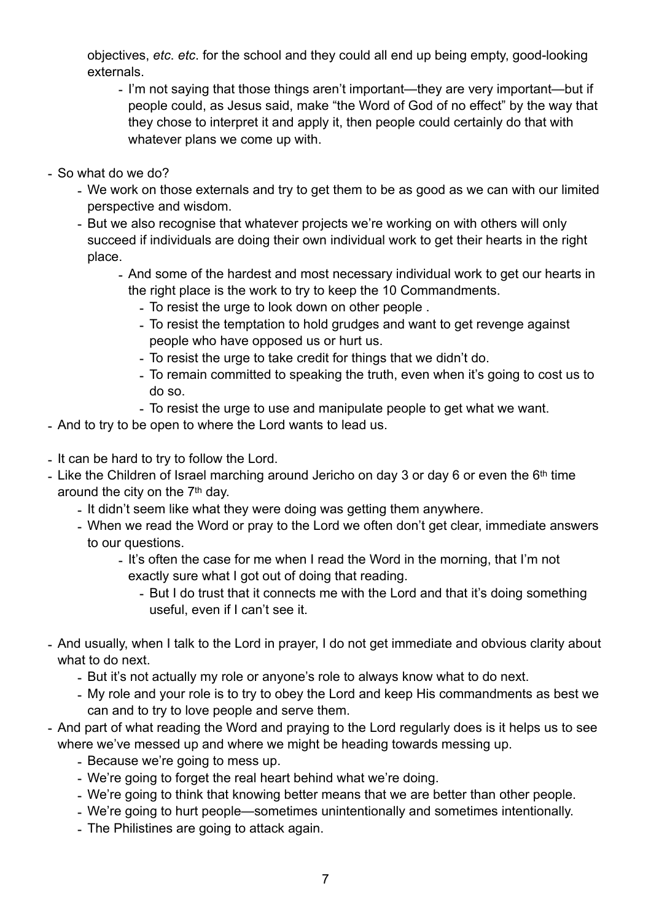objectives, *etc. etc*. for the school and they could all end up being empty, good-looking externals.

- I'm not saying that those things aren't important—they are very important—but if people could, as Jesus said, make "the Word of God of no effect" by the way that they chose to interpret it and apply it, then people could certainly do that with whatever plans we come up with.

- So what do we do?
    - We work on those externals and try to get them to be as good as we can with our limited perspective and wisdom.
    - But we also recognise that whatever projects we're working on with others will only succeed if individuals are doing their own individual work to get their hearts in the right place.
        - And some of the hardest and most necessary individual work to get our hearts in the right place is the work to try to keep the 10 Commandments.
            - To resist the urge to look down on other people .
            - To resist the temptation to hold grudges and want to get revenge against people who have opposed us or hurt us.
            - To resist the urge to take credit for things that we didn't do.
            - To remain committed to speaking the truth, even when it's going to cost us to do so.
            - To resist the urge to use and manipulate people to get what we want.
- And to try to be open to where the Lord wants to lead us.

- It can be hard to try to follow the Lord.
- Like the Children of Israel marching around Jericho on day 3 or day 6 or even the 6th time around the city on the 7th day.
    - It didn't seem like what they were doing was getting them anywhere.
    - When we read the Word or pray to the Lord we often don't get clear, immediate answers to our questions.
        - It's often the case for me when I read the Word in the morning, that I'm not exactly sure what I got out of doing that reading.
            - But I do trust that it connects me with the Lord and that it's doing something useful, even if I can't see it.

- And usually, when I talk to the Lord in prayer, I do not get immediate and obvious clarity about what to do next.
    - But it's not actually my role or anyone's role to always know what to do next.
    - My role and your role is to try to obey the Lord and keep His commandments as best we can and to try to love people and serve them.
- And part of what reading the Word and praying to the Lord regularly does is it helps us to see where we've messed up and where we might be heading towards messing up.
    - Because we're going to mess up.
    - We're going to forget the real heart behind what we're doing.
    - We're going to think that knowing better means that we are better than other people.
    - We're going to hurt people—sometimes unintentionally and sometimes intentionally.
    - The Philistines are going to attack again.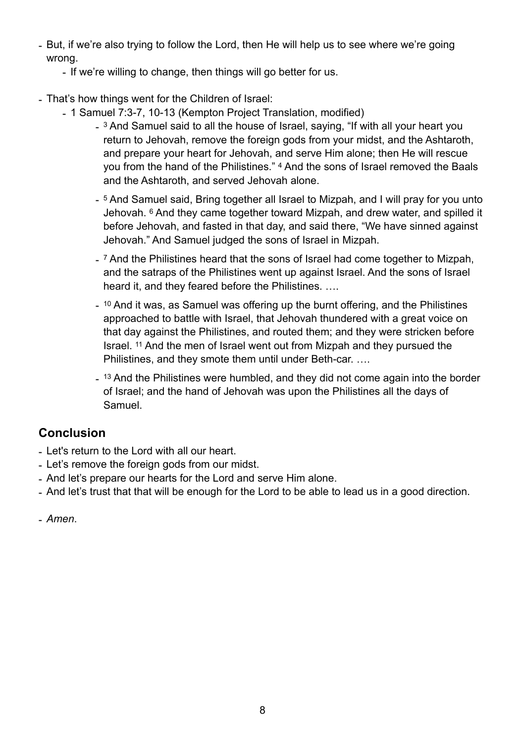- But, if we're also trying to follow the Lord, then He will help us to see where we're going wrong.
    - If we're willing to change, then things will go better for us.

- That's how things went for the Children of Israel:
    - 1 Samuel 7:3-7, 10-13 (Kempton Project Translation, modified)
        - [3] And Samuel said to all the house of Israel, saying, "If with all your heart you return to Jehovah, remove the foreign gods from your midst, and the Ashtaroth, and prepare your heart for Jehovah, and serve Him alone; then He will rescue you from the hand of the Philistines." [4] And the sons of Israel removed the Baals and the Ashtaroth, and served Jehovah alone.
        - [5] And Samuel said, Bring together all Israel to Mizpah, and I will pray for you unto Jehovah. [6] And they came together toward Mizpah, and drew water, and spilled it before Jehovah, and fasted in that day, and said there, "We have sinned against Jehovah." And Samuel judged the sons of Israel in Mizpah.
        - [7] And the Philistines heard that the sons of Israel had come together to Mizpah, and the satraps of the Philistines went up against Israel. And the sons of Israel heard it, and they feared before the Philistines. ….
        - [10] And it was, as Samuel was offering up the burnt offering, and the Philistines approached to battle with Israel, that Jehovah thundered with a great voice on that day against the Philistines, and routed them; and they were stricken before Israel. [11] And the men of Israel went out from Mizpah and they pursued the Philistines, and they smote them until under Beth-car. ….
        - [13] And the Philistines were humbled, and they did not come again into the border of Israel; and the hand of Jehovah was upon the Philistines all the days of Samuel.

## Conclusion

- Let's return to the Lord with all our heart.
- Let's remove the foreign gods from our midst.
- And let's prepare our hearts for the Lord and serve Him alone.
- And let's trust that that will be enough for the Lord to be able to lead us in a good direction.

- *Amen*.